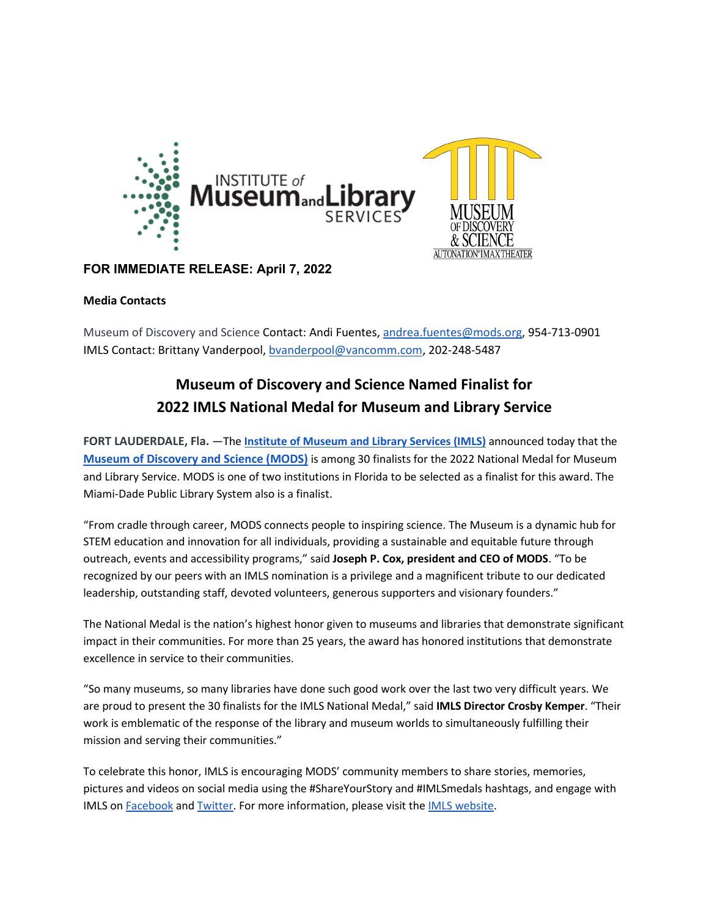**FOR IMMEDIATE RELEASE: April 7, 2022**

**Media Contacts**

Museum of Discovery and Science Contact: Andi Fuentes, andrea.fuentes@mods.org, 954-713-0901
IMLS Contact: Brittany Vanderpool, bvanderpool@vancomm.com, 202-248-5487

# Museum of Discovery and Science Named Finalist for 2022 IMLS National Medal for Museum and Library Service

**FORT LAUDERDALE, Fla.** —The **Institute of Museum and Library Services (IMLS)** announced today that the **Museum of Discovery and Science (MODS)** is among 30 finalists for the 2022 National Medal for Museum and Library Service. MODS is one of two institutions in Florida to be selected as a finalist for this award. The Miami-Dade Public Library System also is a finalist.

"From cradle through career, MODS connects people to inspiring science. The Museum is a dynamic hub for STEM education and innovation for all individuals, providing a sustainable and equitable future through outreach, events and accessibility programs," said **Joseph P. Cox, president and CEO of MODS**. "To be recognized by our peers with an IMLS nomination is a privilege and a magnificent tribute to our dedicated leadership, outstanding staff, devoted volunteers, generous supporters and visionary founders."

The National Medal is the nation's highest honor given to museums and libraries that demonstrate significant impact in their communities. For more than 25 years, the award has honored institutions that demonstrate excellence in service to their communities.

"So many museums, so many libraries have done such good work over the last two very difficult years. We are proud to present the 30 finalists for the IMLS National Medal," said **IMLS Director Crosby Kemper**. "Their work is emblematic of the response of the library and museum worlds to simultaneously fulfilling their mission and serving their communities."

To celebrate this honor, IMLS is encouraging MODS' community members to share stories, memories, pictures and videos on social media using the #ShareYourStory and #IMLSmedals hashtags, and engage with IMLS on Facebook and Twitter. For more information, please visit the IMLS website.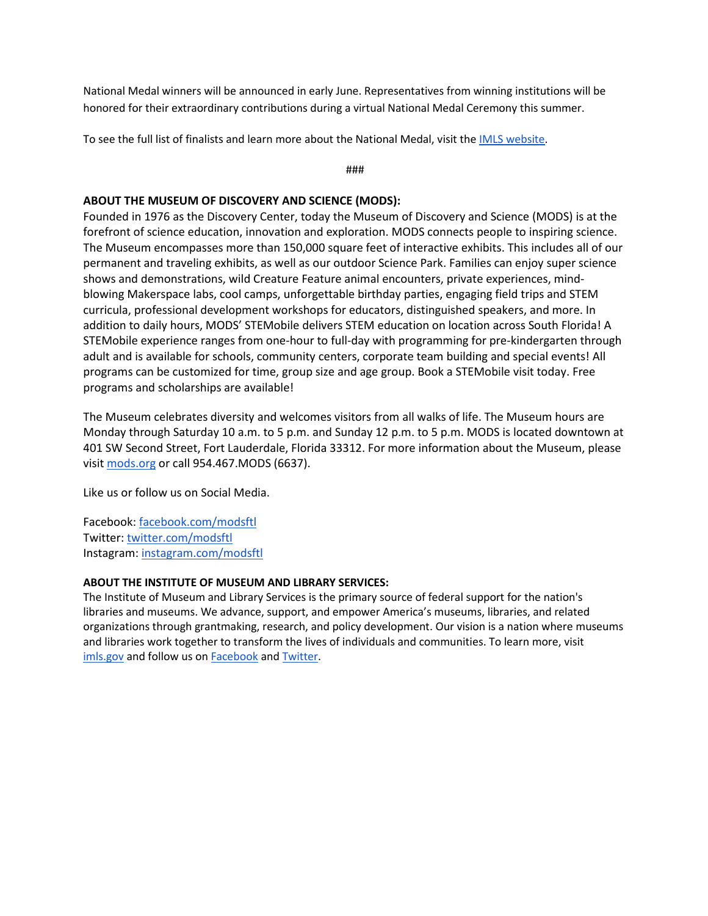National Medal winners will be announced in early June. Representatives from winning institutions will be honored for their extraordinary contributions during a virtual National Medal Ceremony this summer.

To see the full list of finalists and learn more about the National Medal, visit the [IMLS website](https://www.imls.gov).

###

**ABOUT THE MUSEUM OF DISCOVERY AND SCIENCE (MODS):**

Founded in 1976 as the Discovery Center, today the Museum of Discovery and Science (MODS) is at the forefront of science education, innovation and exploration. MODS connects people to inspiring science. The Museum encompasses more than 150,000 square feet of interactive exhibits. This includes all of our permanent and traveling exhibits, as well as our outdoor Science Park. Families can enjoy super science shows and demonstrations, wild Creature Feature animal encounters, private experiences, mind-blowing Makerspace labs, cool camps, unforgettable birthday parties, engaging field trips and STEM curricula, professional development workshops for educators, distinguished speakers, and more. In addition to daily hours, MODS' STEMobile delivers STEM education on location across South Florida! A STEMobile experience ranges from one-hour to full-day with programming for pre-kindergarten through adult and is available for schools, community centers, corporate team building and special events! All programs can be customized for time, group size and age group. Book a STEMobile visit today. Free programs and scholarships are available!

The Museum celebrates diversity and welcomes visitors from all walks of life. The Museum hours are Monday through Saturday 10 a.m. to 5 p.m. and Sunday 12 p.m. to 5 p.m. MODS is located downtown at 401 SW Second Street, Fort Lauderdale, Florida 33312. For more information about the Museum, please visit [mods.org](https://mods.org) or call 954.467.MODS (6637).

Like us or follow us on Social Media.

Facebook: [facebook.com/modsftl](https://facebook.com/modsftl)  
Twitter: [twitter.com/modsftl](https://twitter.com/modsftl)  
Instagram: [instagram.com/modsftl](https://instagram.com/modsftl)

**ABOUT THE INSTITUTE OF MUSEUM AND LIBRARY SERVICES:**

The Institute of Museum and Library Services is the primary source of federal support for the nation's libraries and museums. We advance, support, and empower America's museums, libraries, and related organizations through grantmaking, research, and policy development. Our vision is a nation where museums and libraries work together to transform the lives of individuals and communities. To learn more, visit [imls.gov](https://imls.gov) and follow us on Facebook and Twitter.